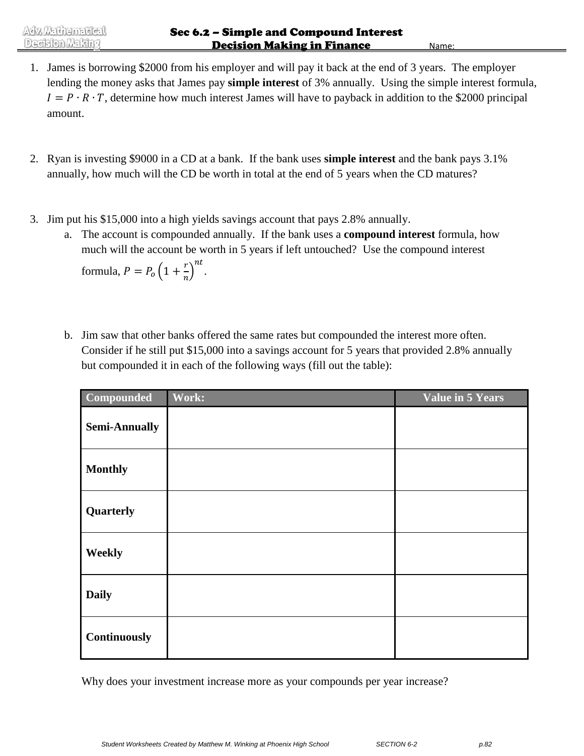# Sec 6.2 – Simple and Compound Interest

## Decision Making in Finance

Name:

1. James is borrowing $2000 from his employer and will pay it back at the end of 3 years. The employer lending the money asks that James pay **simple interest** of 3% annually. Using the simple interest formula, $I = P \cdot R \cdot T$, determine how much interest James will have to payback in addition to the $2000 principal amount.

2. Ryan is investing $9000 in a CD at a bank. If the bank uses **simple interest** and the bank pays 3.1% annually, how much will the CD be worth in total at the end of 5 years when the CD matures?

3. Jim put his $15,000 into a high yields savings account that pays 2.8% annually.
   a. The account is compounded annually. If the bank uses a **compound interest** formula, how much will the account be worth in 5 years if left untouched? Use the compound interest formula, $P = P_o\left(1 + \frac{r}{n}\right)^{nt}$.

   b. Jim saw that other banks offered the same rates but compounded the interest more often. Consider if he still put $15,000 into a savings account for 5 years that provided 2.8% annually but compounded it in each of the following ways (fill out the table):

| Compounded | Work: | Value in 5 Years |
|---|---|---|
| **Semi-Annually** | | |
| **Monthly** | | |
| **Quarterly** | | |
| **Weekly** | | |
| **Daily** | | |
| **Continuously** | | |

Why does your investment increase more as your compounds per year increase?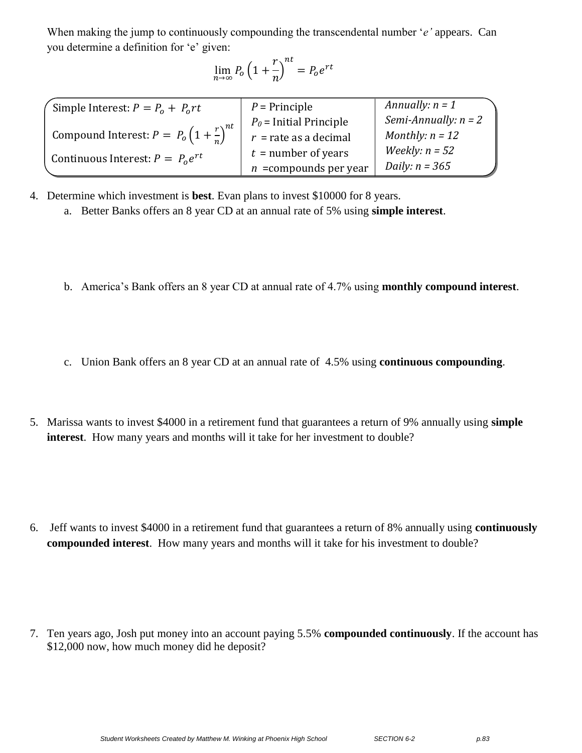When making the jump to continuously compounding the transcendental number '*e*' appears. Can you determine a definition for 'e' given:

$$\lim_{n\to\infty} P_o\left(1+\frac{r}{n}\right)^{nt} = P_o e^{rt}$$

| | | |
|---|---|---|
| Simple Interest: $P = P_o + P_o rt$ | $P$ = Principle | *Annually: n = 1* |
| Compound Interest: $P = P_o\left(1+\frac{r}{n}\right)^{nt}$ | $P_0$ = Initial Principle | *Semi-Annually: n = 2* |
| Continuous Interest: $P = P_o e^{rt}$ | $r$ = rate as a decimal | *Monthly: n = 12* |
| | $t$ = number of years | *Weekly: n = 52* |
| | $n$ = compounds per year | *Daily: n = 365* |

4. Determine which investment is **best**. Evan plans to invest \$10000 for 8 years.
   a. Better Banks offers an 8 year CD at an annual rate of 5% using **simple interest**.

   b. America's Bank offers an 8 year CD at annual rate of 4.7% using **monthly compound interest**.

   c. Union Bank offers an 8 year CD at an annual rate of 4.5% using **continuous compounding**.

5. Marissa wants to invest \$4000 in a retirement fund that guarantees a return of 9% annually using **simple interest**. How many years and months will it take for her investment to double?

6. Jeff wants to invest \$4000 in a retirement fund that guarantees a return of 8% annually using **continuously compounded interest**. How many years and months will it take for his investment to double?

7. Ten years ago, Josh put money into an account paying 5.5% **compounded continuously**. If the account has \$12,000 now, how much money did he deposit?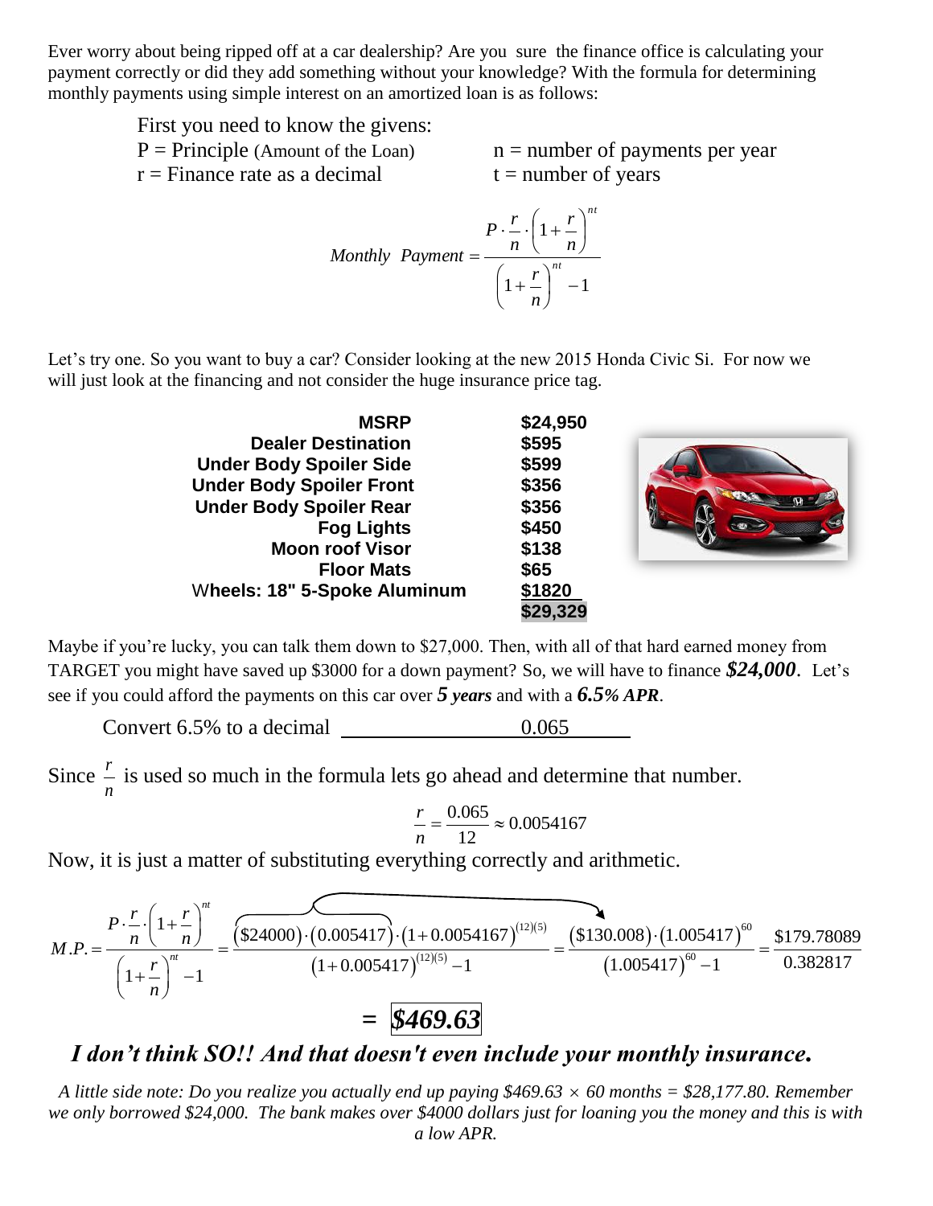Ever worry about being ripped off at a car dealership? Are you sure the finance office is calculating your payment correctly or did they add something without your knowledge? With the formula for determining monthly payments using simple interest on an amortized loan is as follows:

First you need to know the givens:

P = Principle (Amount of the Loan)  n = number of payments per year

r = Finance rate as a decimal  t = number of years

$$Monthly\ \ Payment = \frac{P \cdot \frac{r}{n} \cdot \left(1+\frac{r}{n}\right)^{nt}}{\left(1+\frac{r}{n}\right)^{nt} - 1}$$

Let's try one. So you want to buy a car? Consider looking at the new 2015 Honda Civic Si. For now we will just look at the financing and not consider the huge insurance price tag.

| | |
|---|---|
| **MSRP** | **$24,950** |
| **Dealer Destination** | **$595** |
| **Under Body Spoiler Side** | **$599** |
| **Under Body Spoiler Front** | **$356** |
| **Under Body Spoiler Rear** | **$356** |
| **Fog Lights** | **$450** |
| **Moon roof Visor** | **$138** |
| **Floor Mats** | **$65** |
| **Wheels: 18" 5-Spoke Aluminum** | **$1820** |
| | **$29,329** |

Maybe if you're lucky, you can talk them down to $27,000. Then, with all of that hard earned money from TARGET you might have saved up $3000 for a down payment? So, we will have to finance ***$24,000***. Let's see if you could afford the payments on this car over ***5 years*** and with a ***6.5% APR***.

Convert 6.5% to a decimal ______0.065______

Since $\frac{r}{n}$ is used so much in the formula lets go ahead and determine that number.

$$\frac{r}{n} = \frac{0.065}{12} \approx 0.0054167$$

Now, it is just a matter of substituting everything correctly and arithmetic.

$$M.P. = \frac{P \cdot \frac{r}{n} \cdot \left(1+\frac{r}{n}\right)^{nt}}{\left(1+\frac{r}{n}\right)^{nt} - 1} = \frac{(\$24000)\cdot(0.005417)\cdot(1+0.0054167)^{(12)(5)}}{(1+0.005417)^{(12)(5)} - 1} = \frac{(\$130.008)\cdot(1.005417)^{60}}{(1.005417)^{60} - 1} = \frac{\$179.78089}{0.382817}$$

$$= \boxed{\$469.63}$$

***I don't think SO!! And that doesn't even include your monthly insurance.***

*A little side note: Do you realize you actually end up paying $469.63 × 60 months = $28,177.80. Remember we only borrowed $24,000. The bank makes over $4000 dollars just for loaning you the money and this is with a low APR.*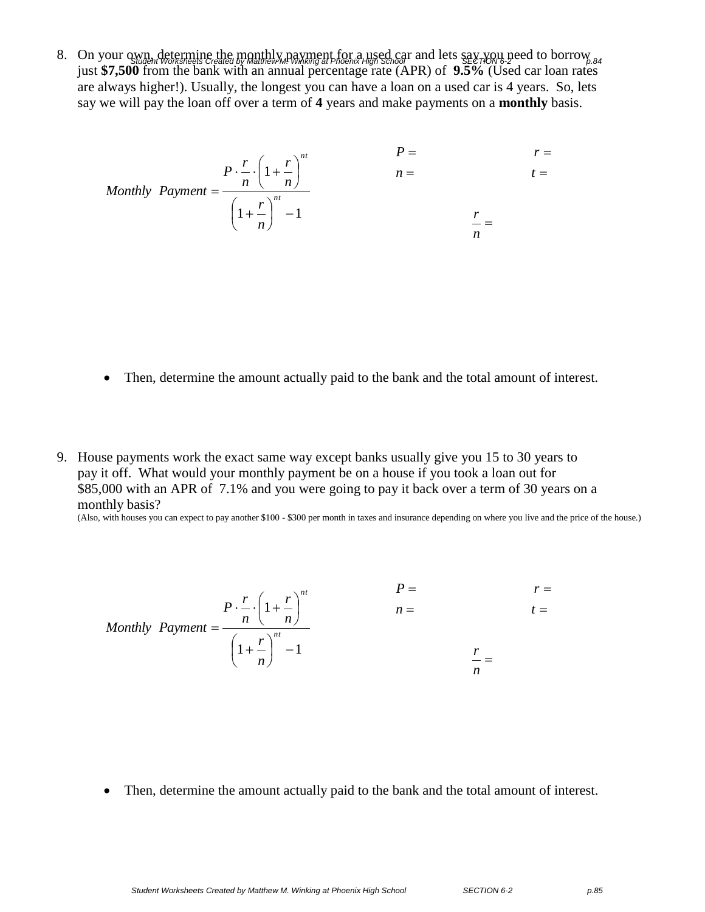8. On your own, determine the monthly payment for a used car and lets say you need to borrow just **$7,500** from the bank with an annual percentage rate (APR) of **9.5%** (Used car loan rates are always higher!). Usually, the longest you can have a loan on a used car is 4 years. So, lets say we will pay the loan off over a term of **4** years and make payments on a **monthly** basis.

$$Monthly\ \ Payment = \frac{P \cdot \frac{r}{n} \cdot \left(1 + \frac{r}{n}\right)^{nt}}{\left(1 + \frac{r}{n}\right)^{nt} - 1}$$

$P =$ $r =$

$n =$ $t =$

$\frac{r}{n} =$

- Then, determine the amount actually paid to the bank and the total amount of interest.

9. House payments work the exact same way except banks usually give you 15 to 30 years to pay it off. What would your monthly payment be on a house if you took a loan out for $85,000 with an APR of 7.1% and you were going to pay it back over a term of 30 years on a monthly basis?
(Also, with houses you can expect to pay another $100 - $300 per month in taxes and insurance depending on where you live and the price of the house.)

$$Monthly\ \ Payment = \frac{P \cdot \frac{r}{n} \cdot \left(1 + \frac{r}{n}\right)^{nt}}{\left(1 + \frac{r}{n}\right)^{nt} - 1}$$

$P =$ $r =$

$n =$ $t =$

$\frac{r}{n} =$

- Then, determine the amount actually paid to the bank and the total amount of interest.